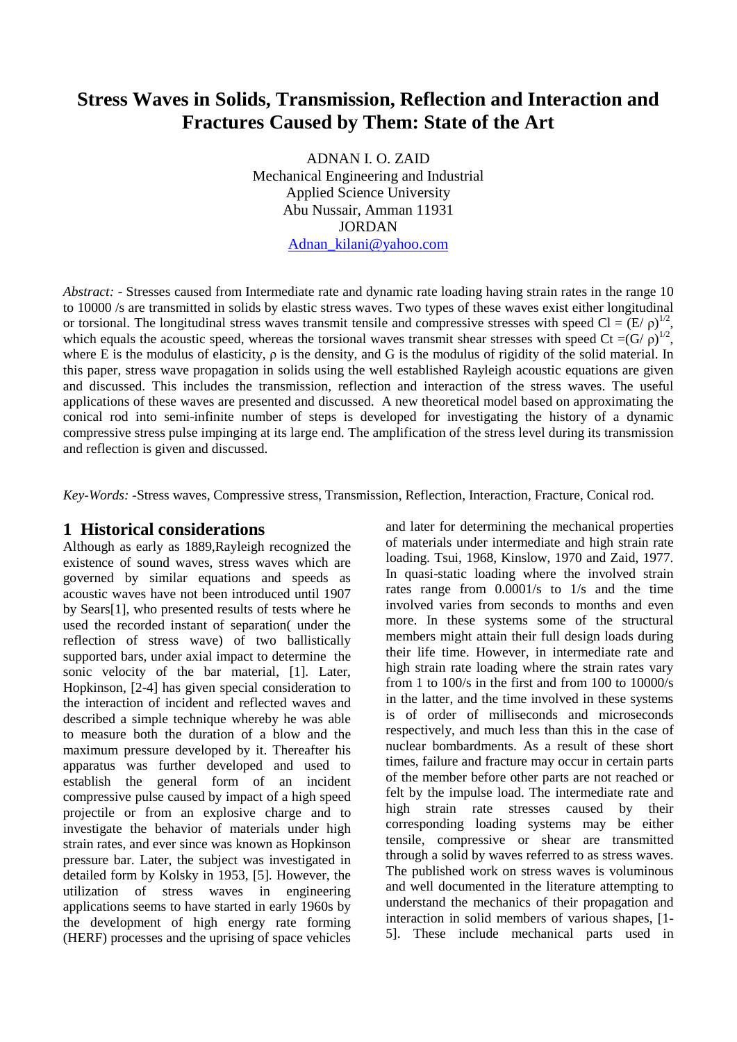# Stress Waves in Solids, Transmission, Reflection and Interaction and Fractures Caused by Them: State of the Art

ADNAN I. O. ZAID
Mechanical Engineering and Industrial
Applied Science University
Abu Nussair, Amman 11931
JORDAN
Adnan_kilani@yahoo.com

*Abstract:* - Stresses caused from Intermediate rate and dynamic rate loading having strain rates in the range 10 to 10000 /s are transmitted in solids by elastic stress waves. Two types of these waves exist either longitudinal or torsional. The longitudinal stress waves transmit tensile and compressive stresses with speed $Cl = (E/\rho)^{1/2}$, which equals the acoustic speed, whereas the torsional waves transmit shear stresses with speed $Ct = (G/\rho)^{1/2}$, where E is the modulus of elasticity, ρ is the density, and G is the modulus of rigidity of the solid material. In this paper, stress wave propagation in solids using the well established Rayleigh acoustic equations are given and discussed. This includes the transmission, reflection and interaction of the stress waves. The useful applications of these waves are presented and discussed. A new theoretical model based on approximating the conical rod into semi-infinite number of steps is developed for investigating the history of a dynamic compressive stress pulse impinging at its large end. The amplification of the stress level during its transmission and reflection is given and discussed.

*Key-Words:* -Stress waves, Compressive stress, Transmission, Reflection, Interaction, Fracture, Conical rod.

## 1 Historical considerations

Although as early as 1889,Rayleigh recognized the existence of sound waves, stress waves which are governed by similar equations and speeds as acoustic waves have not been introduced until 1907 by Sears[1], who presented results of tests where he used the recorded instant of separation( under the reflection of stress wave) of two ballistically supported bars, under axial impact to determine the sonic velocity of the bar material, [1]. Later, Hopkinson, [2-4] has given special consideration to the interaction of incident and reflected waves and described a simple technique whereby he was able to measure both the duration of a blow and the maximum pressure developed by it. Thereafter his apparatus was further developed and used to establish the general form of an incident compressive pulse caused by impact of a high speed projectile or from an explosive charge and to investigate the behavior of materials under high strain rates, and ever since was known as Hopkinson pressure bar. Later, the subject was investigated in detailed form by Kolsky in 1953, [5]. However, the utilization of stress waves in engineering applications seems to have started in early 1960s by the development of high energy rate forming (HERF) processes and the uprising of space vehicles and later for determining the mechanical properties of materials under intermediate and high strain rate loading. Tsui, 1968, Kinslow, 1970 and Zaid, 1977. In quasi-static loading where the involved strain rates range from 0.0001/s to 1/s and the time involved varies from seconds to months and even more. In these systems some of the structural members might attain their full design loads during their life time. However, in intermediate rate and high strain rate loading where the strain rates vary from 1 to 100/s in the first and from 100 to 10000/s in the latter, and the time involved in these systems is of order of milliseconds and microseconds respectively, and much less than this in the case of nuclear bombardments. As a result of these short times, failure and fracture may occur in certain parts of the member before other parts are not reached or felt by the impulse load. The intermediate rate and high strain rate stresses caused by their corresponding loading systems may be either tensile, compressive or shear are transmitted through a solid by waves referred to as stress waves. The published work on stress waves is voluminous and well documented in the literature attempting to understand the mechanics of their propagation and interaction in solid members of various shapes, [1-5]. These include mechanical parts used in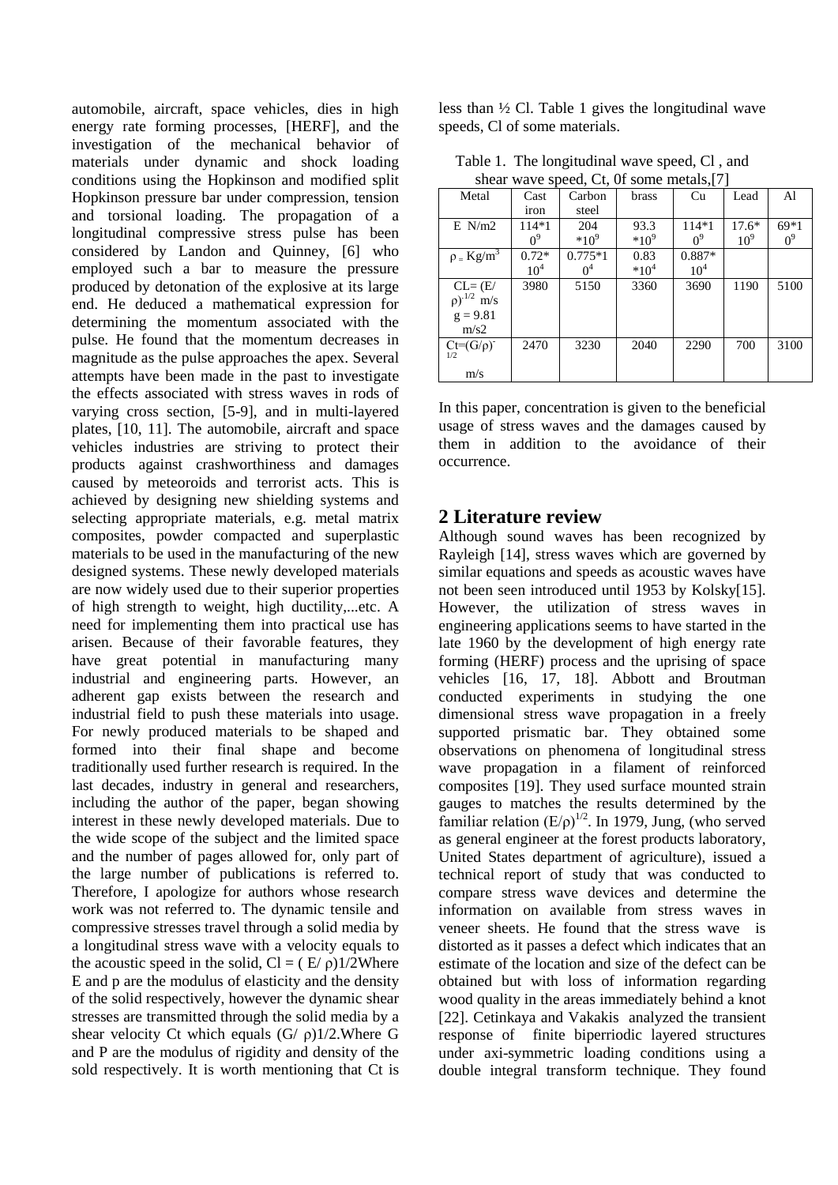automobile, aircraft, space vehicles, dies in high energy rate forming processes, [HERF], and the investigation of the mechanical behavior of materials under dynamic and shock loading conditions using the Hopkinson and modified split Hopkinson pressure bar under compression, tension and torsional loading. The propagation of a longitudinal compressive stress pulse has been considered by Landon and Quinney, [6] who employed such a bar to measure the pressure produced by detonation of the explosive at its large end. He deduced a mathematical expression for determining the momentum associated with the pulse. He found that the momentum decreases in magnitude as the pulse approaches the apex. Several attempts have been made in the past to investigate the effects associated with stress waves in rods of varying cross section, [5-9], and in multi-layered plates, [10, 11]. The automobile, aircraft and space vehicles industries are striving to protect their products against crashworthiness and damages caused by meteoroids and terrorist acts. This is achieved by designing new shielding systems and selecting appropriate materials, e.g. metal matrix composites, powder compacted and superplastic materials to be used in the manufacturing of the new designed systems. These newly developed materials are now widely used due to their superior properties of high strength to weight, high ductility,...etc. A need for implementing them into practical use has arisen. Because of their favorable features, they have great potential in manufacturing many industrial and engineering parts. However, an adherent gap exists between the research and industrial field to push these materials into usage. For newly produced materials to be shaped and formed into their final shape and become traditionally used further research is required. In the last decades, industry in general and researchers, including the author of the paper, began showing interest in these newly developed materials. Due to the wide scope of the subject and the limited space and the number of pages allowed for, only part of the large number of publications is referred to. Therefore, I apologize for authors whose research work was not referred to. The dynamic tensile and compressive stresses travel through a solid media by a longitudinal stress wave with a velocity equals to the acoustic speed in the solid, $Cl = (E/\rho)^{1/2}$Where E and p are the modulus of elasticity and the density of the solid respectively, however the dynamic shear stresses are transmitted through the solid media by a shear velocity Ct which equals $(G/\rho)^{1/2}$.Where G and P are the modulus of rigidity and density of the sold respectively. It is worth mentioning that Ct is less than ½ Cl. Table 1 gives the longitudinal wave speeds, Cl of some materials.

Table 1. The longitudinal wave speed, Cl , and shear wave speed, Ct, 0f some metals,[7]

| Metal | Cast iron | Carbon steel | brass | Cu | Lead | Al |
|---|---|---|---|---|---|---|
| E N/m2 | $114*10^9$ | $204*10^9$ | $93.3*10^9$ | $114*10^9$ | $17.6*10^9$ | $69*10^9$ |
| $\rho$ = $Kg/m^3$ | $0.72*10^4$ | $0.775*10^4$ | $0.83*10^4$ | $0.887*10^4$ | | |
| $CL=(E/\rho)^{1/2}$ m/s g = 9.81 m/s2 | 3980 | 5150 | 3360 | 3690 | 1190 | 5100 |
| $Ct=(G/\rho)^{1/2}$ m/s | 2470 | 3230 | 2040 | 2290 | 700 | 3100 |

In this paper, concentration is given to the beneficial usage of stress waves and the damages caused by them in addition to the avoidance of their occurrence.

## 2 Literature review

Although sound waves has been recognized by Rayleigh [14], stress waves which are governed by similar equations and speeds as acoustic waves have not been seen introduced until 1953 by Kolsky[15]. However, the utilization of stress waves in engineering applications seems to have started in the late 1960 by the development of high energy rate forming (HERF) process and the uprising of space vehicles [16, 17, 18]. Abbott and Broutman conducted experiments in studying the one dimensional stress wave propagation in a freely supported prismatic bar. They obtained some observations on phenomena of longitudinal stress wave propagation in a filament of reinforced composites [19]. They used surface mounted strain gauges to matches the results determined by the familiar relation $(E/\rho)^{1/2}$. In 1979, Jung, (who served as general engineer at the forest products laboratory, United States department of agriculture), issued a technical report of study that was conducted to compare stress wave devices and determine the information on available from stress waves in veneer sheets. He found that the stress wave is distorted as it passes a defect which indicates that an estimate of the location and size of the defect can be obtained but with loss of information regarding wood quality in the areas immediately behind a knot [22]. Cetinkaya and Vakakis analyzed the transient response of finite biperriodic layered structures under axi-symmetric loading conditions using a double integral transform technique. They found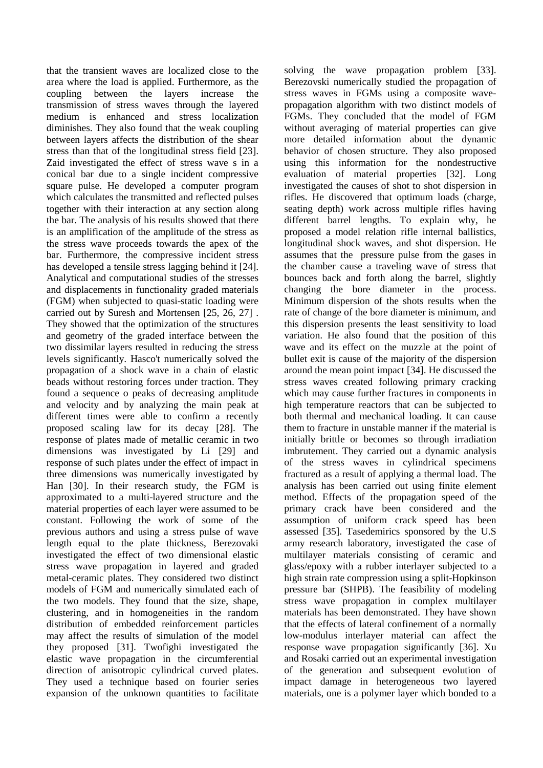that the transient waves are localized close to the area where the load is applied. Furthermore, as the coupling between the layers increase the transmission of stress waves through the layered medium is enhanced and stress localization diminishes. They also found that the weak coupling between layers affects the distribution of the shear stress than that of the longitudinal stress field [23]. Zaid investigated the effect of stress wave s in a conical bar due to a single incident compressive square pulse. He developed a computer program which calculates the transmitted and reflected pulses together with their interaction at any section along the bar. The analysis of his results showed that there is an amplification of the amplitude of the stress as the stress wave proceeds towards the apex of the bar. Furthermore, the compressive incident stress has developed a tensile stress lagging behind it [24]. Analytical and computational studies of the stresses and displacements in functionality graded materials (FGM) when subjected to quasi-static loading were carried out by Suresh and Mortensen [25, 26, 27] . They showed that the optimization of the structures and geometry of the graded interface between the two dissimilar layers resulted in reducing the stress levels significantly. Hasco't numerically solved the propagation of a shock wave in a chain of elastic beads without restoring forces under traction. They found a sequence o peaks of decreasing amplitude and velocity and by analyzing the main peak at different times were able to confirm a recently proposed scaling law for its decay [28]. The response of plates made of metallic ceramic in two dimensions was investigated by Li [29] and response of such plates under the effect of impact in three dimensions was numerically investigated by Han [30]. In their research study, the FGM is approximated to a multi-layered structure and the material properties of each layer were assumed to be constant. Following the work of some of the previous authors and using a stress pulse of wave length equal to the plate thickness, Berezovaki investigated the effect of two dimensional elastic stress wave propagation in layered and graded metal-ceramic plates. They considered two distinct models of FGM and numerically simulated each of the two models. They found that the size, shape, clustering, and in homogeneities in the random distribution of embedded reinforcement particles may affect the results of simulation of the model they proposed [31]. Twofighi investigated the elastic wave propagation in the circumferential direction of anisotropic cylindrical curved plates. They used a technique based on fourier series expansion of the unknown quantities to facilitate solving the wave propagation problem [33]. Berezovski numerically studied the propagation of stress waves in FGMs using a composite wave-propagation algorithm with two distinct models of FGMs. They concluded that the model of FGM without averaging of material properties can give more detailed information about the dynamic behavior of chosen structure. They also proposed using this information for the nondestructive evaluation of material properties [32]. Long investigated the causes of shot to shot dispersion in rifles. He discovered that optimum loads (charge, seating depth) work across multiple rifles having different barrel lengths. To explain why, he proposed a model relation rifle internal ballistics, longitudinal shock waves, and shot dispersion. He assumes that the pressure pulse from the gases in the chamber cause a traveling wave of stress that bounces back and forth along the barrel, slightly changing the bore diameter in the process. Minimum dispersion of the shots results when the rate of change of the bore diameter is minimum, and this dispersion presents the least sensitivity to load variation. He also found that the position of this wave and its effect on the muzzle at the point of bullet exit is cause of the majority of the dispersion around the mean point impact [34]. He discussed the stress waves created following primary cracking which may cause further fractures in components in high temperature reactors that can be subjected to both thermal and mechanical loading. It can cause them to fracture in unstable manner if the material is initially brittle or becomes so through irradiation imbrutement. They carried out a dynamic analysis of the stress waves in cylindrical specimens fractured as a result of applying a thermal load. The analysis has been carried out using finite element method. Effects of the propagation speed of the primary crack have been considered and the assumption of uniform crack speed has been assessed [35]. Tasedemirics sponsored by the U.S army research laboratory, investigated the case of multilayer materials consisting of ceramic and glass/epoxy with a rubber interlayer subjected to a high strain rate compression using a split-Hopkinson pressure bar (SHPB). The feasibility of modeling stress wave propagation in complex multilayer materials has been demonstrated. They have shown that the effects of lateral confinement of a normally low-modulus interlayer material can affect the response wave propagation significantly [36]. Xu and Rosaki carried out an experimental investigation of the generation and subsequent evolution of impact damage in heterogeneous two layered materials, one is a polymer layer which bonded to a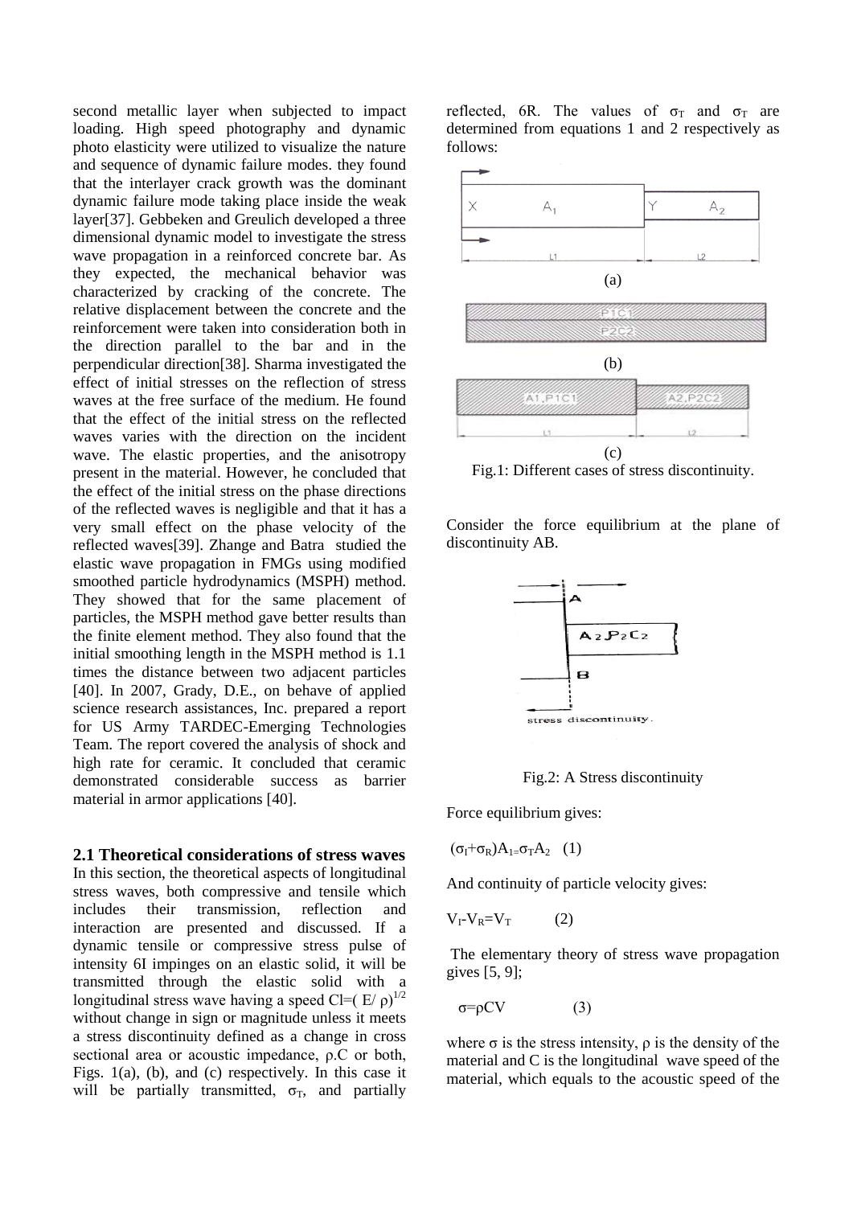second metallic layer when subjected to impact loading. High speed photography and dynamic photo elasticity were utilized to visualize the nature and sequence of dynamic failure modes. they found that the interlayer crack growth was the dominant dynamic failure mode taking place inside the weak layer[37]. Gebbeken and Greulich developed a three dimensional dynamic model to investigate the stress wave propagation in a reinforced concrete bar. As they expected, the mechanical behavior was characterized by cracking of the concrete. The relative displacement between the concrete and the reinforcement were taken into consideration both in the direction parallel to the bar and in the perpendicular direction[38]. Sharma investigated the effect of initial stresses on the reflection of stress waves at the free surface of the medium. He found that the effect of the initial stress on the reflected waves varies with the direction on the incident wave. The elastic properties, and the anisotropy present in the material. However, he concluded that the effect of the initial stress on the phase directions of the reflected waves is negligible and that it has a very small effect on the phase velocity of the reflected waves[39]. Zhange and Batra studied the elastic wave propagation in FMGs using modified smoothed particle hydrodynamics (MSPH) method. They showed that for the same placement of particles, the MSPH method gave better results than the finite element method. They also found that the initial smoothing length in the MSPH method is 1.1 times the distance between two adjacent particles [40]. In 2007, Grady, D.E., on behave of applied science research assistances, Inc. prepared a report for US Army TARDEC-Emerging Technologies Team. The report covered the analysis of shock and high rate for ceramic. It concluded that ceramic demonstrated considerable success as barrier material in armor applications [40].

## 2.1 Theoretical considerations of stress waves

In this section, the theoretical aspects of longitudinal stress waves, both compressive and tensile which includes their transmission, reflection and interaction are presented and discussed. If a dynamic tensile or compressive stress pulse of intensity 6I impinges on an elastic solid, it will be transmitted through the elastic solid with a longitudinal stress wave having a speed $Cl=(E/\rho)^{1/2}$ without change in sign or magnitude unless it meets a stress discontinuity defined as a change in cross sectional area or acoustic impedance, ρ.C or both, Figs. 1(a), (b), and (c) respectively. In this case it will be partially transmitted, $\sigma_T$, and partially reflected, 6R. The values of $\sigma_T$ and $\sigma_T$ are determined from equations 1 and 2 respectively as follows:

X A1 Y A2

L1 L2

(a)

P1C1

P2C2

(b)

A1,P1C1 A2,P2C2

L1 L2

(c)

Fig.1: Different cases of stress discontinuity.

Consider the force equilibrium at the plane of discontinuity AB.

A

A2 P2 C2

B

stress discontinuity.

Fig.2: A Stress discontinuity

Force equilibrium gives:

$$(\sigma_I+\sigma_R)A_1=\sigma_T A_2 \quad (1)$$

And continuity of particle velocity gives:

$$V_I-V_R=V_T \quad (2)$$

The elementary theory of stress wave propagation gives [5, 9];

$$\sigma=\rho CV \quad (3)$$

where σ is the stress intensity, ρ is the density of the material and C is the longitudinal wave speed of the material, which equals to the acoustic speed of the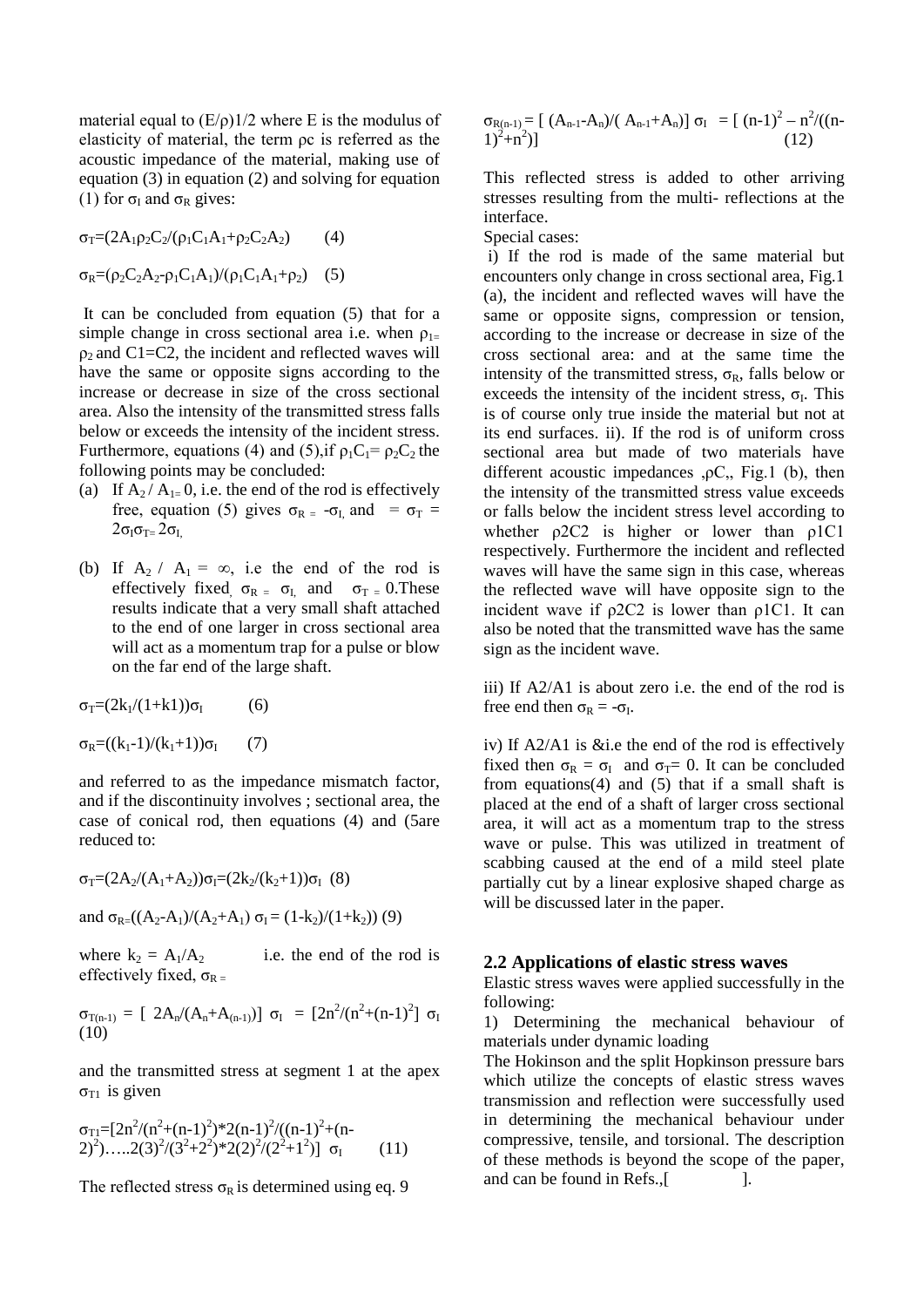material equal to $(E/\rho)1/2$ where E is the modulus of elasticity of material, the term $\rho c$ is referred as the acoustic impedance of the material, making use of equation (3) in equation (2) and solving for equation (1) for $\sigma_I$ and $\sigma_R$ gives:

$$\sigma_T=(2A_1\rho_2C_2/(\rho_1C_1A_1+\rho_2C_2A_2) \qquad (4)$$

$$\sigma_R=(\rho_2C_2A_2-\rho_1C_1A_1)/(\rho_1C_1A_1+\rho_2) \qquad (5)$$

It can be concluded from equation (5) that for a simple change in cross sectional area i.e. when $\rho_1=\rho_2$ and C1=C2, the incident and reflected waves will have the same or opposite signs according to the increase or decrease in size of the cross sectional area. Also the intensity of the transmitted stress falls below or exceeds the intensity of the incident stress. Furthermore, equations (4) and (5),if $\rho_1C_1=\rho_2C_2$ the following points may be concluded:

(a) If $A_2 / A_1= 0$, i.e. the end of the rod is effectively free, equation (5) gives $\sigma_R = -\sigma_I$, and $= \sigma_T = 2\sigma_I\sigma_T= 2\sigma_I$,

(b) If $A_2 / A_1 = \infty$, i.e the end of the rod is effectively fixed, $\sigma_R = \sigma_I$, and $\sigma_T = 0$.These results indicate that a very small shaft attached to the end of one larger in cross sectional area will act as a momentum trap for a pulse or blow on the far end of the large shaft.

$$\sigma_T=(2k_1/(1+k1))\sigma_I \qquad (6)$$

$$\sigma_R=((k_1-1)/(k_1+1))\sigma_I \qquad (7)$$

and referred to as the impedance mismatch factor, and if the discontinuity involves ; sectional area, the case of conical rod, then equations (4) and (5are reduced to:

$$\sigma_T=(2A_2/(A_1+A_2))\sigma_I=(2k_2/(k_2+1))\sigma_I \quad (8)$$

and $\sigma_R=((A_2-A_1)/(A_2+A_1)\ \sigma_I = (1-k_2)/(1+k_2))$ (9)

where $k_2 = A_1/A_2$ i.e. the end of the rod is effectively fixed, $\sigma_R =$

$$\sigma_{T(n-1)} = [\ 2A_n/(A_n+A_{(n-1)})]\ \sigma_I = [2n^2/(n^2+(n-1)^2]\ \sigma_I \quad (10)$$

and the transmitted stress at segment 1 at the apex $\sigma_{T1}$ is given

$$\sigma_{T1}=[2n^2/(n^2+(n-1)^2)*2(n-1)^2/((n-1)^2+(n-2)^2)\ldots..2(3)^2/(3^2+2^2)*2(2)^2/(2^2+1^2)]\ \sigma_I \qquad (11)$$

The reflected stress $\sigma_R$ is determined using eq. 9

$$\sigma_{R(n-1)} = [\ (A_{n-1}-A_n)/(\ A_{n-1}+A_n)]\ \sigma_I = [\ (n-1)^2 - n^2/((n-1)^2+n^2)] \qquad (12)$$

This reflected stress is added to other arriving stresses resulting from the multi- reflections at the interface.

Special cases:

i) If the rod is made of the same material but encounters only change in cross sectional area, Fig.1 (a), the incident and reflected waves will have the same or opposite signs, compression or tension, according to the increase or decrease in size of the cross sectional area: and at the same time the intensity of the transmitted stress, $\sigma_R$, falls below or exceeds the intensity of the incident stress, $\sigma_I$. This is of course only true inside the material but not at its end surfaces. ii). If the rod is of uniform cross sectional area but made of two materials have different acoustic impedances ,$\rho C$,, Fig.1 (b), then the intensity of the transmitted stress value exceeds or falls below the incident stress level according to whether $\rho 2C2$ is higher or lower than $\rho 1C1$ respectively. Furthermore the incident and reflected waves will have the same sign in this case, whereas the reflected wave will have opposite sign to the incident wave if $\rho 2C2$ is lower than $\rho 1C1$. It can also be noted that the transmitted wave has the same sign as the incident wave.

iii) If A2/A1 is about zero i.e. the end of the rod is free end then $\sigma_R = -\sigma_I$.

iv) If A2/A1 is &i.e the end of the rod is effectively fixed then $\sigma_R = \sigma_I$ and $\sigma_T= 0$. It can be concluded from equations(4) and (5) that if a small shaft is placed at the end of a shaft of larger cross sectional area, it will act as a momentum trap to the stress wave or pulse. This was utilized in treatment of scabbing caused at the end of a mild steel plate partially cut by a linear explosive shaped charge as will be discussed later in the paper.

## 2.2 Applications of elastic stress waves

Elastic stress waves were applied successfully in the following:

1) Determining the mechanical behaviour of materials under dynamic loading

The Hokinson and the split Hopkinson pressure bars which utilize the concepts of elastic stress waves transmission and reflection were successfully used in determining the mechanical behaviour under compressive, tensile, and torsional. The description of these methods is beyond the scope of the paper, and can be found in Refs.,[ ].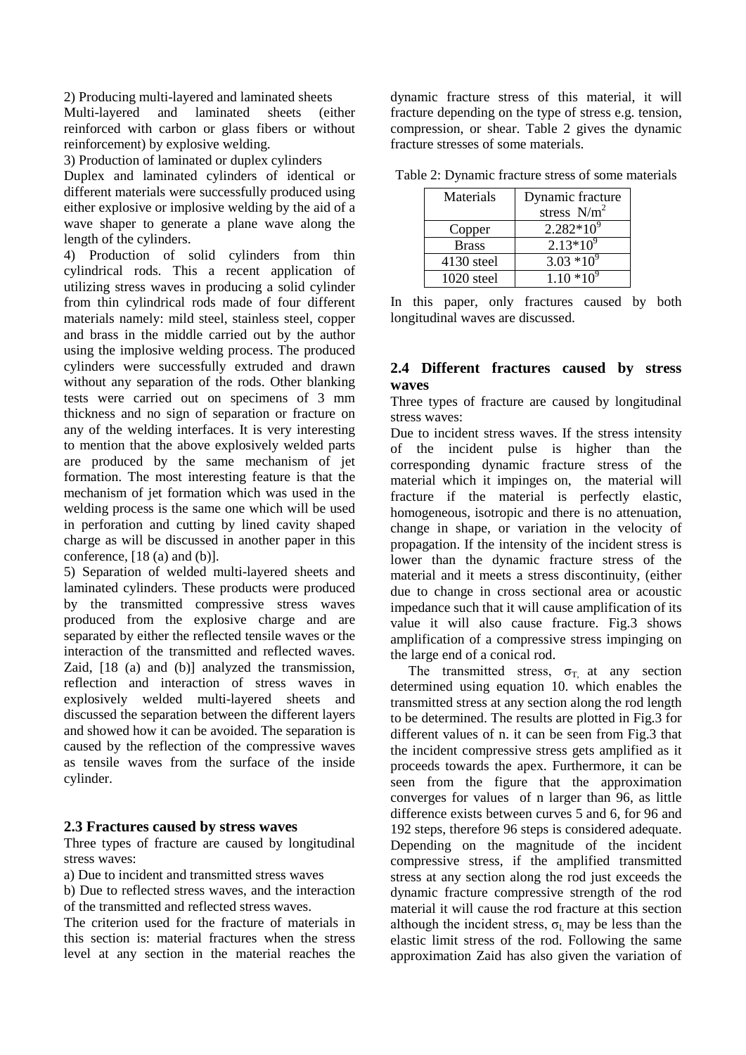2) Producing multi-layered and laminated sheets
Multi-layered and laminated sheets (either reinforced with carbon or glass fibers or without reinforcement) by explosive welding.

3) Production of laminated or duplex cylinders
Duplex and laminated cylinders of identical or different materials were successfully produced using either explosive or implosive welding by the aid of a wave shaper to generate a plane wave along the length of the cylinders.

4) Production of solid cylinders from thin cylindrical rods. This a recent application of utilizing stress waves in producing a solid cylinder from thin cylindrical rods made of four different materials namely: mild steel, stainless steel, copper and brass in the middle carried out by the author using the implosive welding process. The produced cylinders were successfully extruded and drawn without any separation of the rods. Other blanking tests were carried out on specimens of 3 mm thickness and no sign of separation or fracture on any of the welding interfaces. It is very interesting to mention that the above explosively welded parts are produced by the same mechanism of jet formation. The most interesting feature is that the mechanism of jet formation which was used in the welding process is the same one which will be used in perforation and cutting by lined cavity shaped charge as will be discussed in another paper in this conference, [18 (a) and (b)].

5) Separation of welded multi-layered sheets and laminated cylinders. These products were produced by the transmitted compressive stress waves produced from the explosive charge and are separated by either the reflected tensile waves or the interaction of the transmitted and reflected waves. Zaid, [18 (a) and (b)] analyzed the transmission, reflection and interaction of stress waves in explosively welded multi-layered sheets and discussed the separation between the different layers and showed how it can be avoided. The separation is caused by the reflection of the compressive waves as tensile waves from the surface of the inside cylinder.

## 2.3 Fractures caused by stress waves

Three types of fracture are caused by longitudinal stress waves:

a) Due to incident and transmitted stress waves

b) Due to reflected stress waves, and the interaction of the transmitted and reflected stress waves.

The criterion used for the fracture of materials in this section is: material fractures when the stress level at any section in the material reaches the dynamic fracture stress of this material, it will fracture depending on the type of stress e.g. tension, compression, or shear. Table 2 gives the dynamic fracture stresses of some materials.

Table 2: Dynamic fracture stress of some materials

| Materials | Dynamic fracture stress $N/m^2$ |
|---|---|
| Copper | $2.282*10^9$ |
| Brass | $2.13*10^9$ |
| 4130 steel | $3.03*10^9$ |
| 1020 steel | $1.10*10^9$ |

In this paper, only fractures caused by both longitudinal waves are discussed.

## 2.4 Different fractures caused by stress waves

Three types of fracture are caused by longitudinal stress waves:

Due to incident stress waves. If the stress intensity of the incident pulse is higher than the corresponding dynamic fracture stress of the material which it impinges on, the material will fracture if the material is perfectly elastic, homogeneous, isotropic and there is no attenuation, change in shape, or variation in the velocity of propagation. If the intensity of the incident stress is lower than the dynamic fracture stress of the material and it meets a stress discontinuity, (either due to change in cross sectional area or acoustic impedance such that it will cause amplification of its value it will also cause fracture. Fig.3 shows amplification of a compressive stress impinging on the large end of a conical rod.

The transmitted stress, $\sigma_T$, at any section determined using equation 10. which enables the transmitted stress at any section along the rod length to be determined. The results are plotted in Fig.3 for different values of n. it can be seen from Fig.3 that the incident compressive stress gets amplified as it proceeds towards the apex. Furthermore, it can be seen from the figure that the approximation converges for values of n larger than 96, as little difference exists between curves 5 and 6, for 96 and 192 steps, therefore 96 steps is considered adequate. Depending on the magnitude of the incident compressive stress, if the amplified transmitted stress at any section along the rod just exceeds the dynamic fracture compressive strength of the rod material it will cause the rod fracture at this section although the incident stress, $\sigma_I$, may be less than the elastic limit stress of the rod. Following the same approximation Zaid has also given the variation of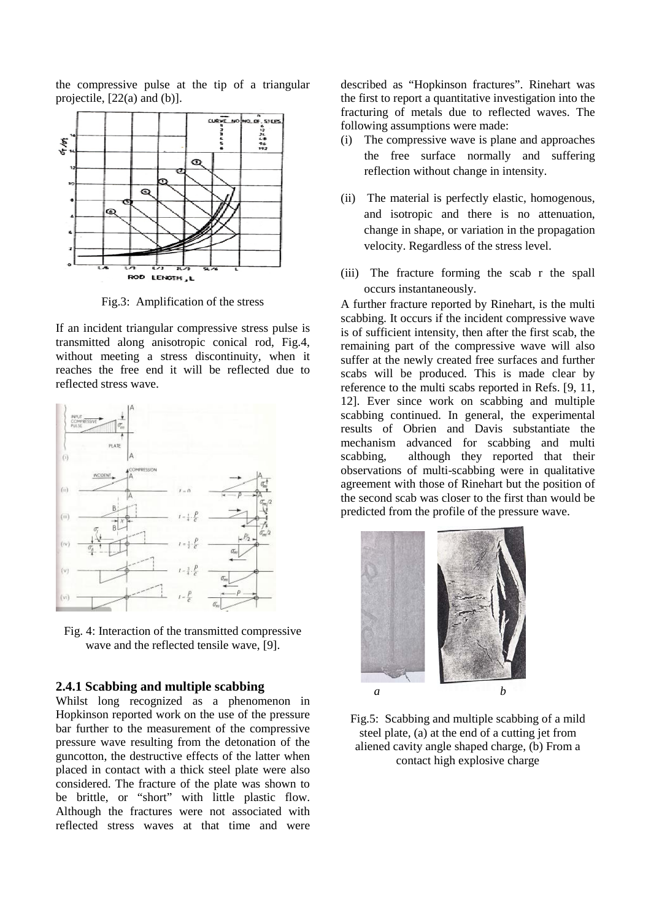the compressive pulse at the tip of a triangular projectile, [22(a) and (b)].

Fig.3: Amplification of the stress

If an incident triangular compressive stress pulse is transmitted along anisotropic conical rod, Fig.4, without meeting a stress discontinuity, when it reaches the free end it will be reflected due to reflected stress wave.

Fig. 4: Interaction of the transmitted compressive wave and the reflected tensile wave, [9].

### 2.4.1 Scabbing and multiple scabbing

Whilst long recognized as a phenomenon in Hopkinson reported work on the use of the pressure bar further to the measurement of the compressive pressure wave resulting from the detonation of the guncotton, the destructive effects of the latter when placed in contact with a thick steel plate were also considered. The fracture of the plate was shown to be brittle, or "short" with little plastic flow. Although the fractures were not associated with reflected stress waves at that time and were described as "Hopkinson fractures". Rinehart was the first to report a quantitative investigation into the fracturing of metals due to reflected waves. The following assumptions were made:

(i) The compressive wave is plane and approaches the free surface normally and suffering reflection without change in intensity.

(ii) The material is perfectly elastic, homogenous, and isotropic and there is no attenuation, change in shape, or variation in the propagation velocity. Regardless of the stress level.

(iii) The fracture forming the scab r the spall occurs instantaneously.

A further fracture reported by Rinehart, is the multi scabbing. It occurs if the incident compressive wave is of sufficient intensity, then after the first scab, the remaining part of the compressive wave will also suffer at the newly created free surfaces and further scabs will be produced. This is made clear by reference to the multi scabs reported in Refs. [9, 11, 12]. Ever since work on scabbing and multiple scabbing continued. In general, the experimental results of Obrien and Davis substantiate the mechanism advanced for scabbing and multi scabbing, although they reported that their observations of multi-scabbing were in qualitative agreement with those of Rinehart but the position of the second scab was closer to the first than would be predicted from the profile of the pressure wave.

*a* *b*

Fig.5: Scabbing and multiple scabbing of a mild steel plate, (a) at the end of a cutting jet from aliened cavity angle shaped charge, (b) From a contact high explosive charge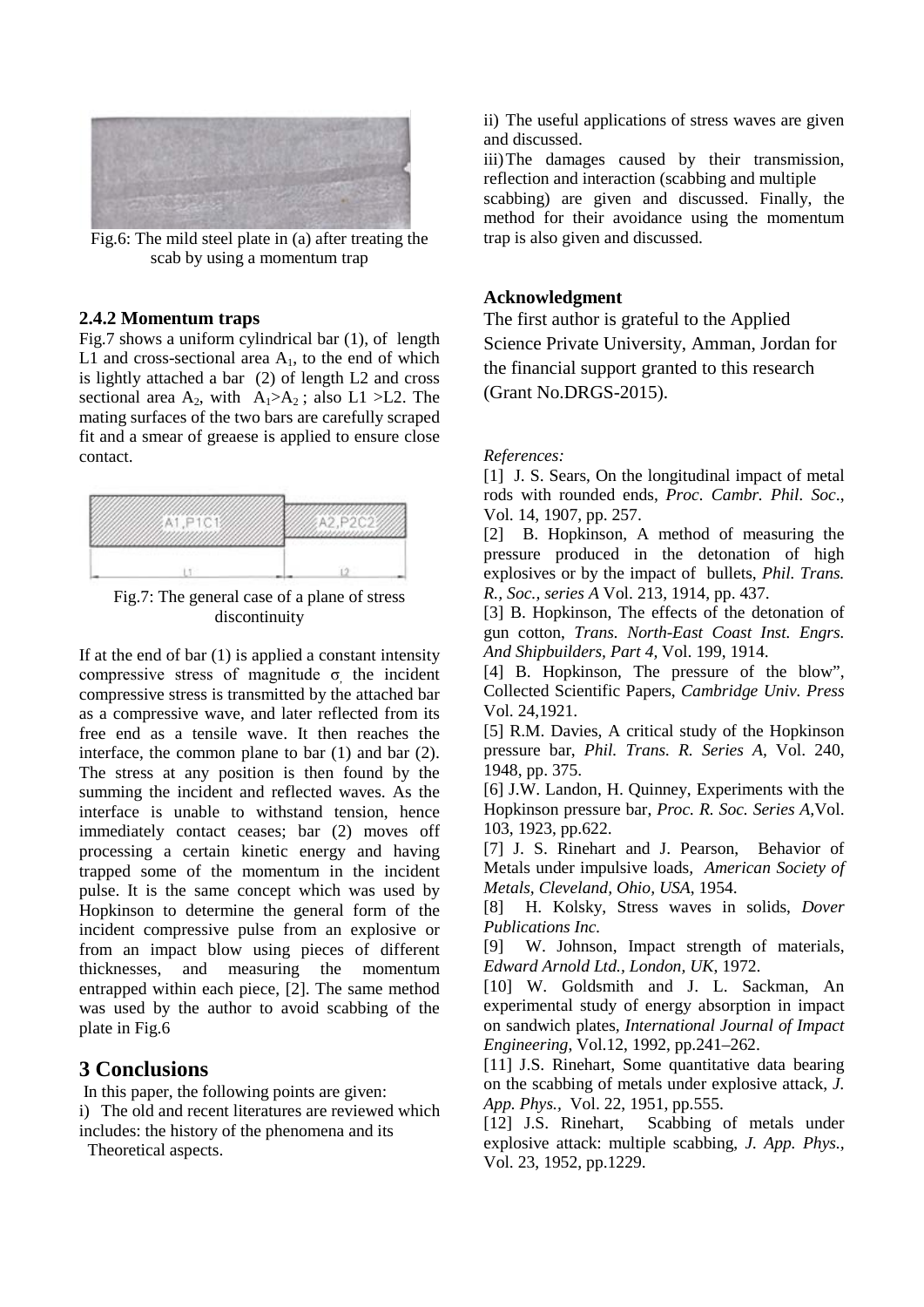Fig.6: The mild steel plate in (a) after treating the scab by using a momentum trap

### 2.4.2 Momentum traps

Fig.7 shows a uniform cylindrical bar (1), of length L1 and cross-sectional area $A_1$, to the end of which is lightly attached a bar (2) of length L2 and cross sectional area $A_2$, with $A_1 > A_2$ ; also L1 >L2. The mating surfaces of the two bars are carefully scraped fit and a smear of greaese is applied to ensure close contact.

Fig.7: The general case of a plane of stress discontinuity

If at the end of bar (1) is applied a constant intensity compressive stress of magnitude $\sigma$, the incident compressive stress is transmitted by the attached bar as a compressive wave, and later reflected from its free end as a tensile wave. It then reaches the interface, the common plane to bar (1) and bar (2). The stress at any position is then found by the summing the incident and reflected waves. As the interface is unable to withstand tension, hence immediately contact ceases; bar (2) moves off processing a certain kinetic energy and having trapped some of the momentum in the incident pulse. It is the same concept which was used by Hopkinson to determine the general form of the incident compressive pulse from an explosive or from an impact blow using pieces of different thicknesses, and measuring the momentum entrapped within each piece, [2]. The same method was used by the author to avoid scabbing of the plate in Fig.6

## 3 Conclusions

In this paper, the following points are given:

i) The old and recent literatures are reviewed which includes: the history of the phenomena and its Theoretical aspects.

ii) The useful applications of stress waves are given and discussed.

iii) The damages caused by their transmission, reflection and interaction (scabbing and multiple scabbing) are given and discussed. Finally, the method for their avoidance using the momentum trap is also given and discussed.

### Acknowledgment

The first author is grateful to the Applied Science Private University, Amman, Jordan for the financial support granted to this research (Grant No.DRGS-2015).

*References:*

[1] J. S. Sears, On the longitudinal impact of metal rods with rounded ends, *Proc. Cambr. Phil. Soc*., Vol. 14, 1907, pp. 257.

[2] B. Hopkinson, A method of measuring the pressure produced in the detonation of high explosives or by the impact of bullets, *Phil. Trans. R., Soc., series A* Vol. 213, 1914, pp. 437.

[3] B. Hopkinson, The effects of the detonation of gun cotton, *Trans. North-East Coast Inst. Engrs. And Shipbuilders, Part 4*, Vol. 199, 1914.

[4] B. Hopkinson, The pressure of the blow", Collected Scientific Papers, *Cambridge Univ. Press* Vol. 24,1921.

[5] R.M. Davies, A critical study of the Hopkinson pressure bar, *Phil. Trans. R. Series A*, Vol. 240, 1948, pp. 375.

[6] J.W. Landon, H. Quinney, Experiments with the Hopkinson pressure bar, *Proc. R. Soc. Series A*,Vol. 103, 1923, pp.622.

[7] J. S. Rinehart and J. Pearson, Behavior of Metals under impulsive loads, *American Society of Metals, Cleveland, Ohio, USA*, 1954.

[8] H. Kolsky, Stress waves in solids, *Dover Publications Inc.*

[9] W. Johnson, Impact strength of materials, *Edward Arnold Ltd., London, UK*, 1972.

[10] W. Goldsmith and J. L. Sackman, An experimental study of energy absorption in impact on sandwich plates, *International Journal of Impact Engineering*, Vol.12, 1992, pp.241–262.

[11] J.S. Rinehart, Some quantitative data bearing on the scabbing of metals under explosive attack, *J. App. Phys.,* Vol. 22, 1951, pp.555.

[12] J.S. Rinehart, Scabbing of metals under explosive attack: multiple scabbing, *J. App. Phys.*, Vol. 23, 1952, pp.1229.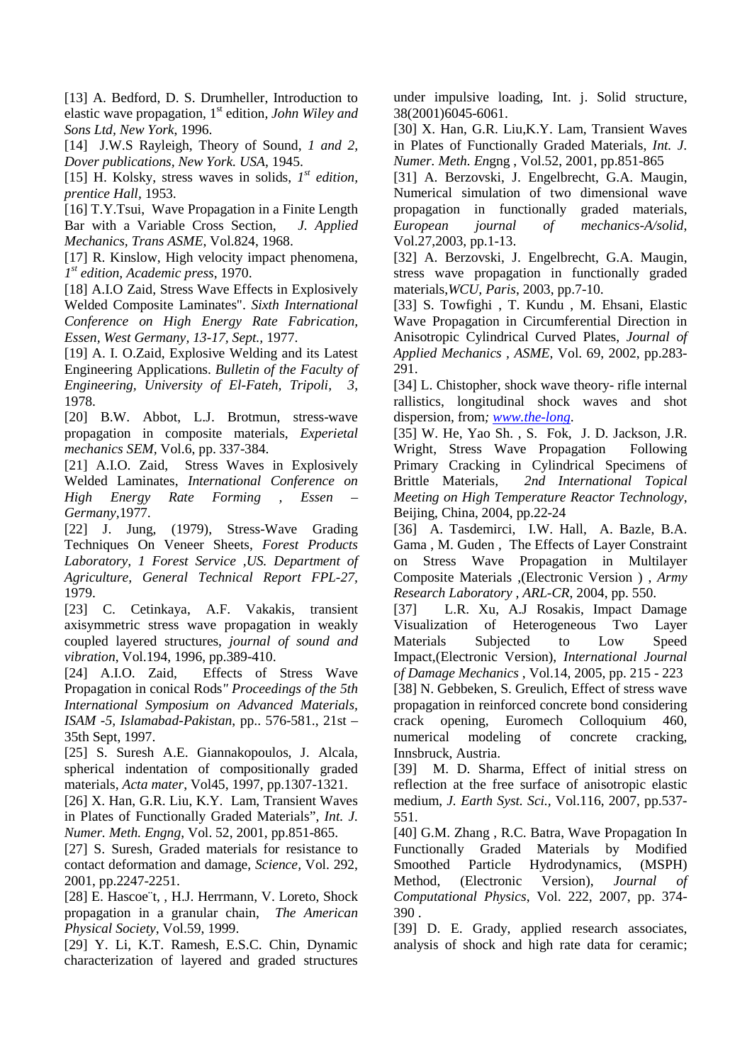[13] A. Bedford, D. S. Drumheller, Introduction to elastic wave propagation, 1st edition, *John Wiley and Sons Ltd, New York*, 1996.

[14] J.W.S Rayleigh, Theory of Sound, *1 and 2, Dover publications, New York. USA*, 1945.

[15] H. Kolsky, stress waves in solids, *1st edition, prentice Hall*, 1953.

[16] T.Y.Tsui, Wave Propagation in a Finite Length Bar with a Variable Cross Section, *J. Applied Mechanics, Trans ASME*, Vol.824, 1968.

[17] R. Kinslow, High velocity impact phenomena, *1st edition, Academic press*, 1970.

[18] A.I.O Zaid, Stress Wave Effects in Explosively Welded Composite Laminates". *Sixth International Conference on High Energy Rate Fabrication, Essen, West Germany, 13-17, Sept.*, 1977.

[19] A. I. O.Zaid, Explosive Welding and its Latest Engineering Applications. *Bulletin of the Faculty of Engineering, University of El-Fateh, Tripoli, 3*, 1978.

[20] B.W. Abbot, L.J. Brotmun, stress-wave propagation in composite materials, *Experietal mechanics SEM*, Vol.6, pp. 337-384.

[21] A.I.O. Zaid, Stress Waves in Explosively Welded Laminates, *International Conference on High Energy Rate Forming , Essen – Germany*,1977.

[22] J. Jung, (1979), Stress-Wave Grading Techniques On Veneer Sheets, *Forest Products Laboratory, 1 Forest Service ,US. Department of Agriculture, General Technical Report FPL-27*, 1979.

[23] C. Cetinkaya, A.F. Vakakis, transient axisymmetric stress wave propagation in weakly coupled layered structures, *journal of sound and vibration*, Vol.194, 1996, pp.389-410.

[24] A.I.O. Zaid, Effects of Stress Wave Propagation in conical Rods*" Proceedings of the 5th International Symposium on Advanced Materials, ISAM -5, Islamabad-Pakistan*, pp.. 576-581., 21st – 35th Sept, 1997.

[25] S. Suresh A.E. Giannakopoulos, J. Alcala, spherical indentation of compositionally graded materials, *Acta mater*, Vol45, 1997, pp.1307-1321.

[26] X. Han, G.R. Liu, K.Y. Lam, Transient Waves in Plates of Functionally Graded Materials", *Int. J. Numer. Meth. Engng*, Vol. 52, 2001, pp.851-865.

[27] S. Suresh, Graded materials for resistance to contact deformation and damage, *Science,* Vol. 292, 2001, pp.2247-2251.

[28] E. Hascoe¨t, , H.J. Herrmann, V. Loreto, Shock propagation in a granular chain, *The American Physical Society*, Vol.59, 1999.

[29] Y. Li, K.T. Ramesh, E.S.C. Chin, Dynamic characterization of layered and graded structures under impulsive loading, Int. j. Solid structure, 38(2001)6045-6061.

[30] X. Han, G.R. Liu,K.Y. Lam, Transient Waves in Plates of Functionally Graded Materials, *Int. J. Numer. Meth. En*gng , Vol.52, 2001, pp.851-865

[31] A. Berzovski, J. Engelbrecht, G.A. Maugin, Numerical simulation of two dimensional wave propagation in functionally graded materials, *European journal of mechanics-A/solid*, Vol.27,2003, pp.1-13.

[32] A. Berzovski, J. Engelbrecht, G.A. Maugin, stress wave propagation in functionally graded materials,*WCU, Paris*, 2003, pp.7-10.

[33] S. Towfighi , T. Kundu , M. Ehsani, Elastic Wave Propagation in Circumferential Direction in Anisotropic Cylindrical Curved Plates, *Journal of Applied Mechanics , ASME*, Vol. 69, 2002, pp.283-291.

[34] L. Chistopher, shock wave theory- rifle internal rallistics, longitudinal shock waves and shot dispersion, from*; www.the-long*.

[35] W. He, Yao Sh. , S. Fok, J. D. Jackson, J.R. Wright, Stress Wave Propagation Following Primary Cracking in Cylindrical Specimens of Brittle Materials, *2nd International Topical Meeting on High Temperature Reactor Technology*, Beijing, China, 2004, pp.22-24

[36] A. Tasdemirci, I.W. Hall, A. Bazle, B.A. Gama , M. Guden , The Effects of Layer Constraint on Stress Wave Propagation in Multilayer Composite Materials ,(Electronic Version ) , *Army Research Laboratory , ARL-CR*, 2004, pp. 550.

[37] L.R. Xu, A.J Rosakis, Impact Damage Visualization of Heterogeneous Two Layer Materials Subjected to Low Speed Impact,(Electronic Version), *International Journal of Damage Mechanics* , Vol.14, 2005, pp. 215 - 223

[38] N. Gebbeken, S. Greulich, Effect of stress wave propagation in reinforced concrete bond considering crack opening, Euromech Colloquium 460, numerical modeling of concrete cracking, Innsbruck, Austria.

[39] M. D. Sharma, Effect of initial stress on reflection at the free surface of anisotropic elastic medium, *J. Earth Syst. Sci.*, Vol.116, 2007, pp.537-551.

[40] G.M. Zhang , R.C. Batra, Wave Propagation In Functionally Graded Materials by Modified Smoothed Particle Hydrodynamics, (MSPH) Method, (Electronic Version), *Journal of Computational Physics*, Vol. 222, 2007, pp. 374-390 .

[39] D. E. Grady, applied research associates, analysis of shock and high rate data for ceramic;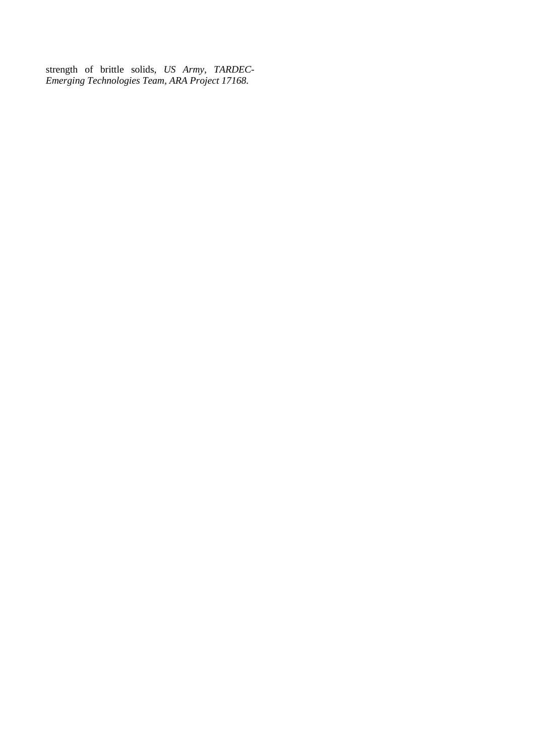strength of brittle solids, *US Army, TARDEC-Emerging Technologies Team, ARA Project 17168.*